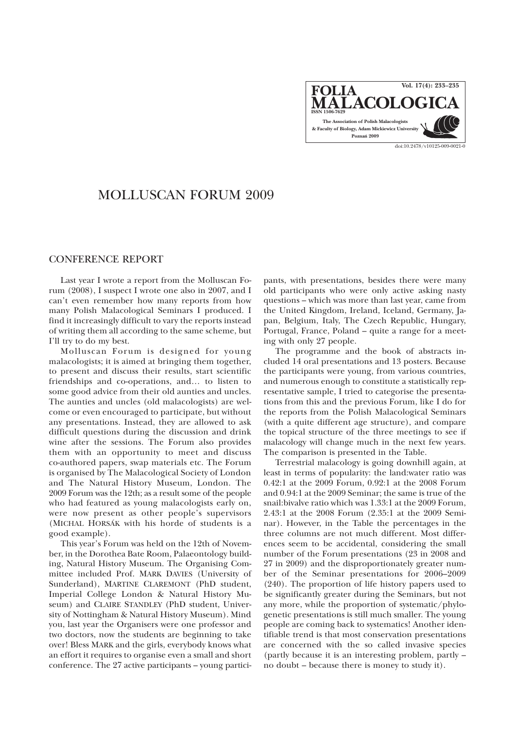# MOLLUSCAN FORUM 2009

## CONFERENCE REPORT

Last year I wrote a report from the Molluscan Forum (2008), I suspect I wrote one also in 2007, and I can't even remember how many reports from how many Polish Malacological Seminars I produced. I find it increasingly difficult to vary the reports instead of writing them all according to the same scheme, but I'll try to do my best.

Molluscan Forum is designed for young malacologists; it is aimed at bringing them together, to present and discuss their results, start scientific friendships and co-operations, and… to listen to some good advice from their old aunties and uncles. The aunties and uncles (old malacologists) are welcome or even encouraged to participate, but without any presentations. Instead, they are allowed to ask difficult questions during the discussion and drink wine after the sessions. The Forum also provides them with an opportunity to meet and discuss co-authored papers, swap materials etc. The Forum is organised by The Malacological Society of London and The Natural History Museum, London. The 2009 Forum was the 12th; as a result some of the people who had featured as young malacologists early on, were now present as other people's supervisors (MICHAL HORSÁK with his horde of students is a good example).

This year's Forum was held on the 12th of November, in the Dorothea Bate Room, Palaeontology building, Natural History Museum. The Organising Committee included Prof. MARK DAVIES (University of Sunderland), MARTINE CLAREMONT (PhD student, Imperial College London & Natural History Museum) and CLAIRE STANDLEY (PhD student, University of Nottingham & Natural History Museum). Mind you, last year the Organisers were one professor and two doctors, now the students are beginning to take over! Bless MARK and the girls, everybody knows what an effort it requires to organise even a small and short conference. The 27 active participants – young participants, with presentations, besides there were many old participants who were only active asking nasty questions – which was more than last year, came from the United Kingdom, Ireland, Iceland, Germany, Japan, Belgium, Italy, The Czech Republic, Hungary, Portugal, France, Poland – quite a range for a meeting with only 27 people.

The programme and the book of abstracts included 14 oral presentations and 13 posters. Because the participants were young, from various countries, and numerous enough to constitute a statistically representative sample, I tried to categorise the presentations from this and the previous Forum, like I do for the reports from the Polish Malacological Seminars (with a quite different age structure), and compare the topical structure of the three meetings to see if malacology will change much in the next few years. The comparison is presented in the Table.

Terrestrial malacology is going downhill again, at least in terms of popularity: the land:water ratio was 0.42:1 at the 2009 Forum, 0.92:1 at the 2008 Forum and 0.94:1 at the 2009 Seminar; the same is true of the snail:bivalve ratio which was 1.33:1 at the 2009 Forum, 2.43:1 at the 2008 Forum (2.35:1 at the 2009 Seminar). However, in the Table the percentages in the three columns are not much different. Most differences seem to be accidental, considering the small number of the Forum presentations (23 in 2008 and 27 in 2009) and the disproportionately greater number of the Seminar presentations for 2006–2009 (240). The proportion of life history papers used to be significantly greater during the Seminars, but not any more, while the proportion of systematic/phylogenetic presentations is still much smaller. The young people are coming back to systematics! Another identifiable trend is that most conservation presentations are concerned with the so called invasive species (partly because it is an interesting problem, partly – no doubt – because there is money to study it).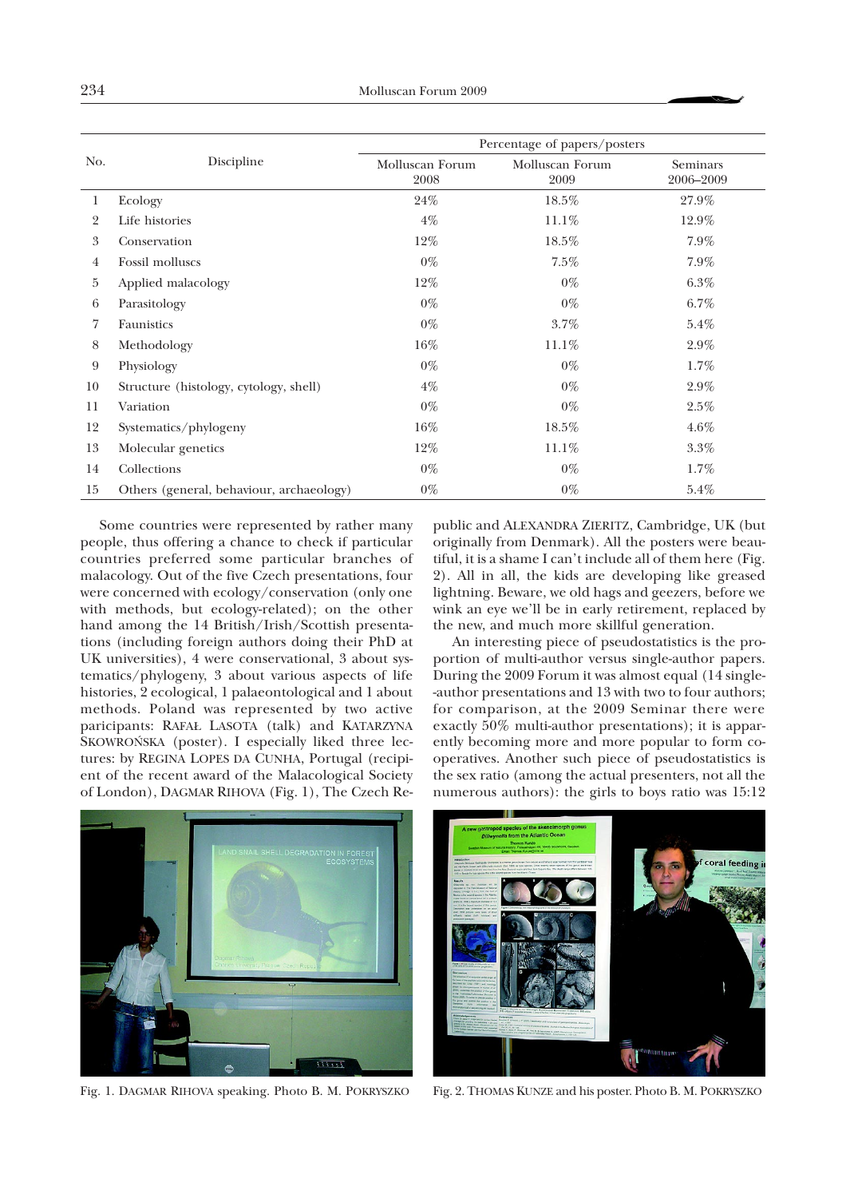| No. | Discipline | Percentage of papers/posters | | |
|---|---|---|---|---|
| | | Molluscan Forum 2008 | Molluscan Forum 2009 | Seminars 2006–2009 |
| 1 | Ecology | 24% | 18.5% | 27.9% |
| 2 | Life histories | 4% | 11.1% | 12.9% |
| 3 | Conservation | 12% | 18.5% | 7.9% |
| 4 | Fossil molluscs | 0% | 7.5% | 7.9% |
| 5 | Applied malacology | 12% | 0% | 6.3% |
| 6 | Parasitology | 0% | 0% | 6.7% |
| 7 | Faunistics | 0% | 3.7% | 5.4% |
| 8 | Methodology | 16% | 11.1% | 2.9% |
| 9 | Physiology | 0% | 0% | 1.7% |
| 10 | Structure (histology, cytology, shell) | 4% | 0% | 2.9% |
| 11 | Variation | 0% | 0% | 2.5% |
| 12 | Systematics/phylogeny | 16% | 18.5% | 4.6% |
| 13 | Molecular genetics | 12% | 11.1% | 3.3% |
| 14 | Collections | 0% | 0% | 1.7% |
| 15 | Others (general, behaviour, archaeology) | 0% | 0% | 5.4% |

Some countries were represented by rather many people, thus offering a chance to check if particular countries preferred some particular branches of malacology. Out of the five Czech presentations, four were concerned with ecology/conservation (only one with methods, but ecology-related); on the other hand among the 14 British/Irish/Scottish presentations (including foreign authors doing their PhD at UK universities), 4 were conservational, 3 about systematics/phylogeny, 3 about various aspects of life histories, 2 ecological, 1 palaeontological and 1 about methods. Poland was represented by two active paricipants: RAFAŁ LASOTA (talk) and KATARZYNA SKOWROŃSKA (poster). I especially liked three lectures: by REGINA LOPES DA CUNHA, Portugal (recipient of the recent award of the Malacological Society of London), DAGMAR RIHOVA (Fig. 1), The Czech Republic and ALEXANDRA ZIERITZ, Cambridge, UK (but originally from Denmark). All the posters were beautiful, it is a shame I can't include all of them here (Fig. 2). All in all, the kids are developing like greased lightning. Beware, we old hags and geezers, before we wink an eye we'll be in early retirement, replaced by the new, and much more skillful generation.

An interesting piece of pseudostatistics is the proportion of multi-author versus single-author papers. During the 2009 Forum it was almost equal (14 single-author presentations and 13 with two to four authors; for comparison, at the 2009 Seminar there were exactly 50% multi-author presentations); it is apparently becoming more and more popular to form co-operatives. Another such piece of pseudostatistics is the sex ratio (among the actual presenters, not all the numerous authors): the girls to boys ratio was 15:12

Fig. 1. DAGMAR RIHOVA speaking. Photo B. M. POKRYSZKO

Fig. 2. THOMAS KUNZE and his poster. Photo B. M. POKRYSZKO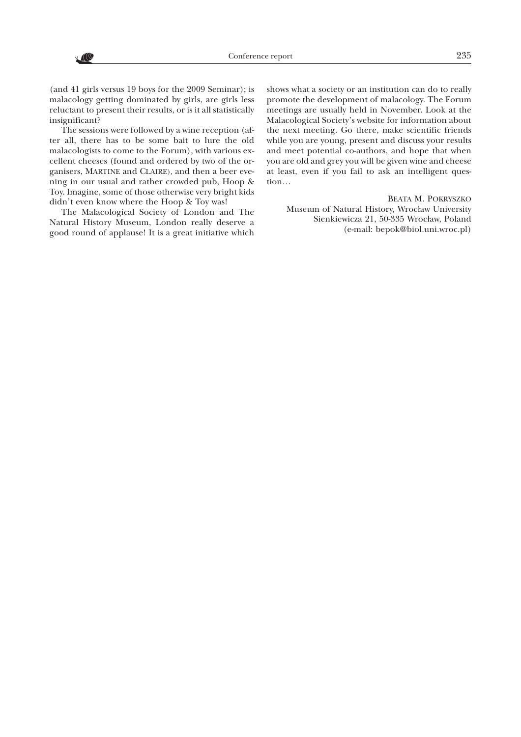(and 41 girls versus 19 boys for the 2009 Seminar); is malacology getting dominated by girls, are girls less reluctant to present their results, or is it all statistically insignificant?

The sessions were followed by a wine reception (after all, there has to be some bait to lure the old malacologists to come to the Forum), with various excellent cheeses (found and ordered by two of the organisers, MARTINE and CLAIRE), and then a beer evening in our usual and rather crowded pub, Hoop & Toy. Imagine, some of those otherwise very bright kids didn't even know where the Hoop & Toy was!

The Malacological Society of London and The Natural History Museum, London really deserve a good round of applause! It is a great initiative which shows what a society or an institution can do to really promote the development of malacology. The Forum meetings are usually held in November. Look at the Malacological Society's website for information about the next meeting. Go there, make scientific friends while you are young, present and discuss your results and meet potential co-authors, and hope that when you are old and grey you will be given wine and cheese at least, even if you fail to ask an intelligent question…

BEATA M. POKRYSZKO
Museum of Natural History, Wrocław University
Sienkiewicza 21, 50-335 Wrocław, Poland
(e-mail: bepok@biol.uni.wroc.pl)